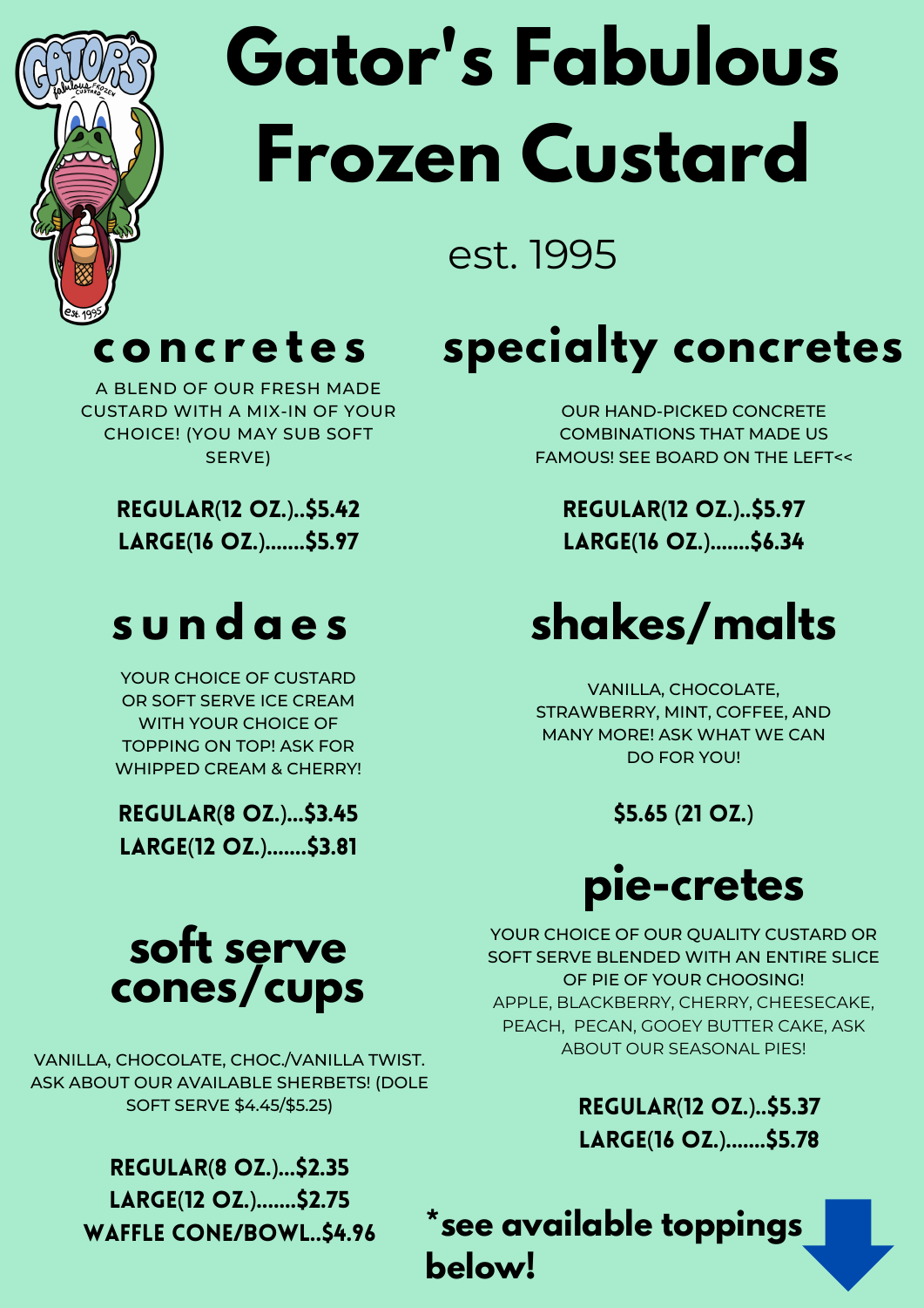# Gator's Fabulous Frozen Custard

est. 1995

## concretes

A BLEND OF OUR FRESH MADE CUSTARD WITH A MIX-IN OF YOUR CHOICE! (YOU MAY SUB SOFT SERVE)

**REGULAR(12 OZ.)..$5.42**
**LARGE(16 OZ.).......$5.97**

## sundaes

YOUR CHOICE OF CUSTARD OR SOFT SERVE ICE CREAM WITH YOUR CHOICE OF TOPPING ON TOP! ASK FOR WHIPPED CREAM & CHERRY!

**REGULAR(8 OZ.)...$3.45**
**LARGE(12 OZ.).......$3.81**

## soft serve cones/cups

VANILLA, CHOCOLATE, CHOC./VANILLA TWIST. ASK ABOUT OUR AVAILABLE SHERBETS! (DOLE SOFT SERVE $4.45/$5.25)

**REGULAR(8 OZ.)...$2.35**
**LARGE(12 OZ.).......$2.75**
**WAFFLE CONE/BOWL..$4.96**

## specialty concretes

OUR HAND-PICKED CONCRETE COMBINATIONS THAT MADE US FAMOUS! SEE BOARD ON THE LEFT<<

**REGULAR(12 OZ.)..$5.97**
**LARGE(16 OZ.).......$6.34**

## shakes/malts

VANILLA, CHOCOLATE, STRAWBERRY, MINT, COFFEE, AND MANY MORE! ASK WHAT WE CAN DO FOR YOU!

**$5.65 (21 OZ.)**

## pie-cretes

YOUR CHOICE OF OUR QUALITY CUSTARD OR SOFT SERVE BLENDED WITH AN ENTIRE SLICE OF PIE OF YOUR CHOOSING!
APPLE, BLACKBERRY, CHERRY, CHEESECAKE, PEACH, PECAN, GOOEY BUTTER CAKE, ASK ABOUT OUR SEASONAL PIES!

**REGULAR(12 OZ.)..$5.37**
**LARGE(16 OZ.).......$5.78**

**\*see available toppings below!**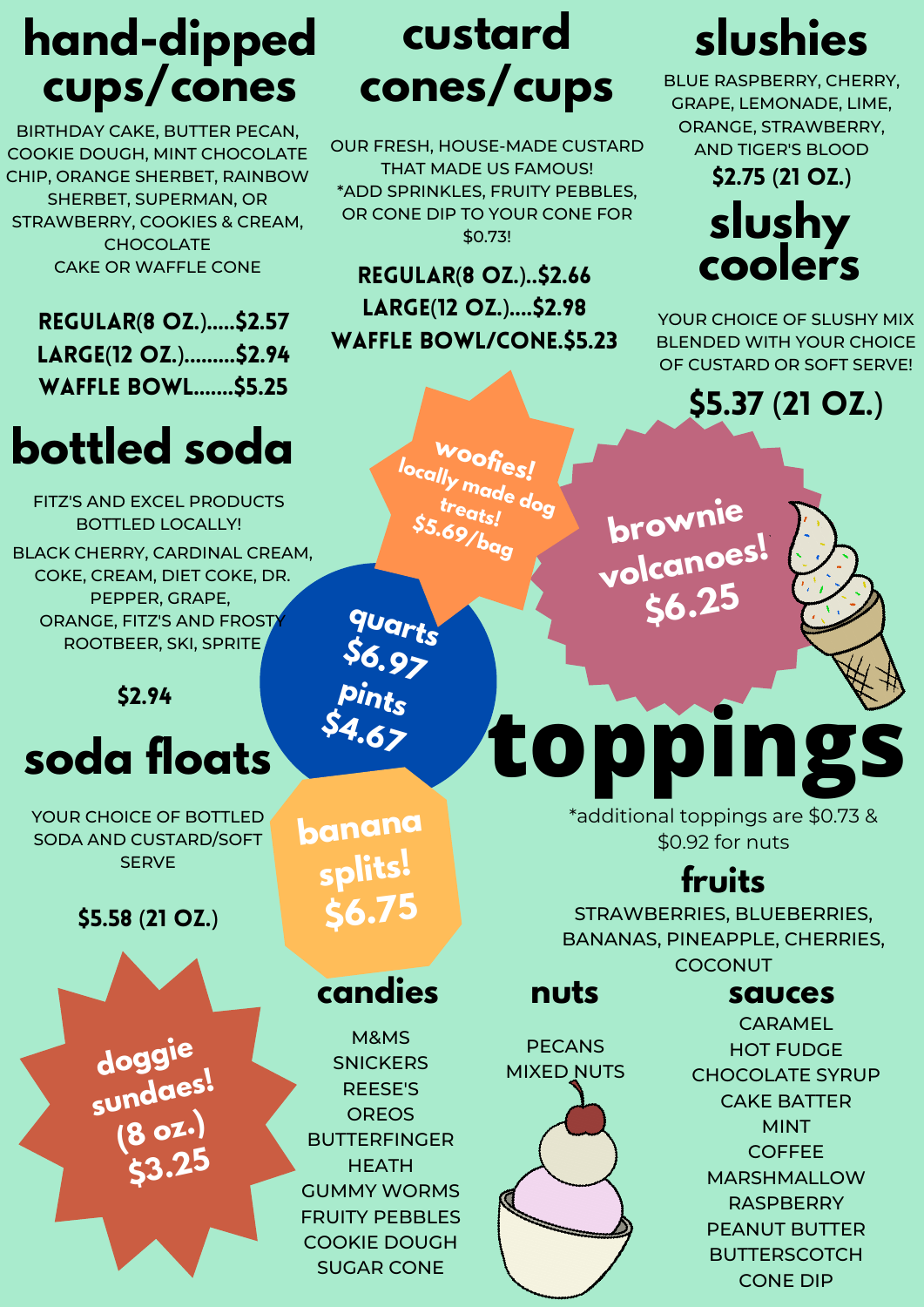## hand-dipped cups/cones

BIRTHDAY CAKE, BUTTER PECAN, COOKIE DOUGH, MINT CHOCOLATE CHIP, ORANGE SHERBET, RAINBOW SHERBET, SUPERMAN, OR STRAWBERRY, COOKIES & CREAM, CHOCOLATE
CAKE OR WAFFLE CONE

**REGULAR(8 OZ.).....$2.57**
**LARGE(12 OZ.).........$2.94**
**WAFFLE BOWL.......$5.25**

## custard cones/cups

OUR FRESH, HOUSE-MADE CUSTARD THAT MADE US FAMOUS!
*ADD SPRINKLES, FRUITY PEBBLES, OR CONE DIP TO YOUR CONE FOR $0.73!

**REGULAR(8 OZ.)..$2.66**
**LARGE(12 OZ.)....$2.98**
**WAFFLE BOWL/CONE.$5.23**

## slushies

BLUE RASPBERRY, CHERRY, GRAPE, LEMONADE, LIME, ORANGE, STRAWBERRY, AND TIGER'S BLOOD

**$2.75 (21 OZ.)**

## slushy coolers

YOUR CHOICE OF SLUSHY MIX BLENDED WITH YOUR CHOICE OF CUSTARD OR SOFT SERVE!

**$5.37 (21 OZ.)**

## bottled soda

FITZ'S AND EXCEL PRODUCTS BOTTLED LOCALLY!

BLACK CHERRY, CARDINAL CREAM, COKE, CREAM, DIET COKE, DR. PEPPER, GRAPE, ORANGE, FITZ'S AND FROSTY ROOTBEER, SKI, SPRITE

**$2.94**

woofies! locally made dog treats! $5.69/bag

brownie volcanoes! $6.25

quarts $6.97
pints $4.67

## soda floats

YOUR CHOICE OF BOTTLED SODA AND CUSTARD/SOFT SERVE

**$5.58 (21 OZ.)**

banana splits! $6.75

doggie sundaes! (8 oz.) $3.25

# toppings

*additional toppings are $0.73 & $0.92 for nuts

### fruits

STRAWBERRIES, BLUEBERRIES, BANANAS, PINEAPPLE, CHERRIES, COCONUT

### candies

M&MS
SNICKERS
REESE'S
OREOS
BUTTERFINGER
HEATH
GUMMY WORMS
FRUITY PEBBLES
COOKIE DOUGH
SUGAR CONE

### nuts

PECANS
MIXED NUTS

### sauces

CARAMEL
HOT FUDGE
CHOCOLATE SYRUP
CAKE BATTER
MINT
COFFEE
MARSHMALLOW
RASPBERRY
PEANUT BUTTER
BUTTERSCOTCH
CONE DIP